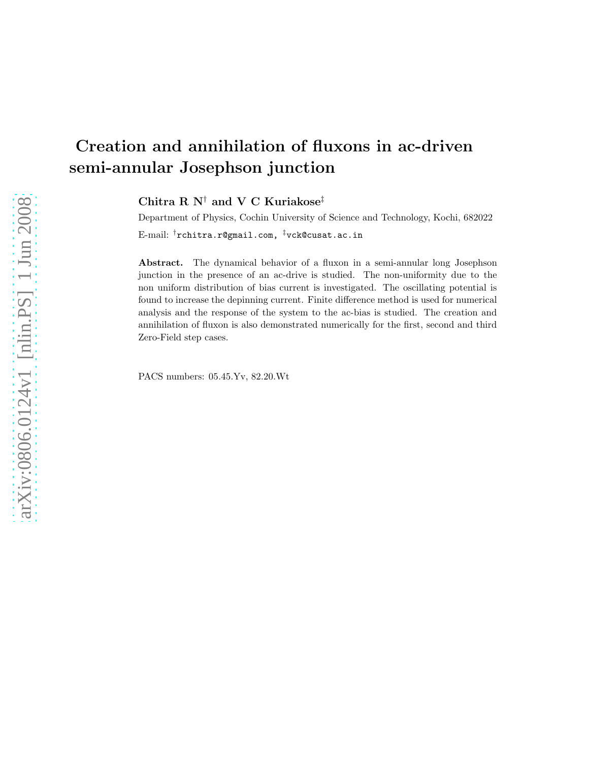# Creation and annihilation of fluxons in ac-driven semi-annular Josephson junction

**Chitra R N[†] and V C Kuriakose[‡]**

Department of Physics, Cochin University of Science and Technology, Kochi, 682022

E-mail: [†]`rchitra.r@gmail.com`, [‡]`vck@cusat.ac.in`

**Abstract.** The dynamical behavior of a fluxon in a semi-annular long Josephson junction in the presence of an ac-drive is studied. The non-uniformity due to the non uniform distribution of bias current is investigated. The oscillating potential is found to increase the depinning current. Finite difference method is used for numerical analysis and the response of the system to the ac-bias is studied. The creation and annihilation of fluxon is also demonstrated numerically for the first, second and third Zero-Field step cases.

PACS numbers: 05.45.Yv, 82.20.Wt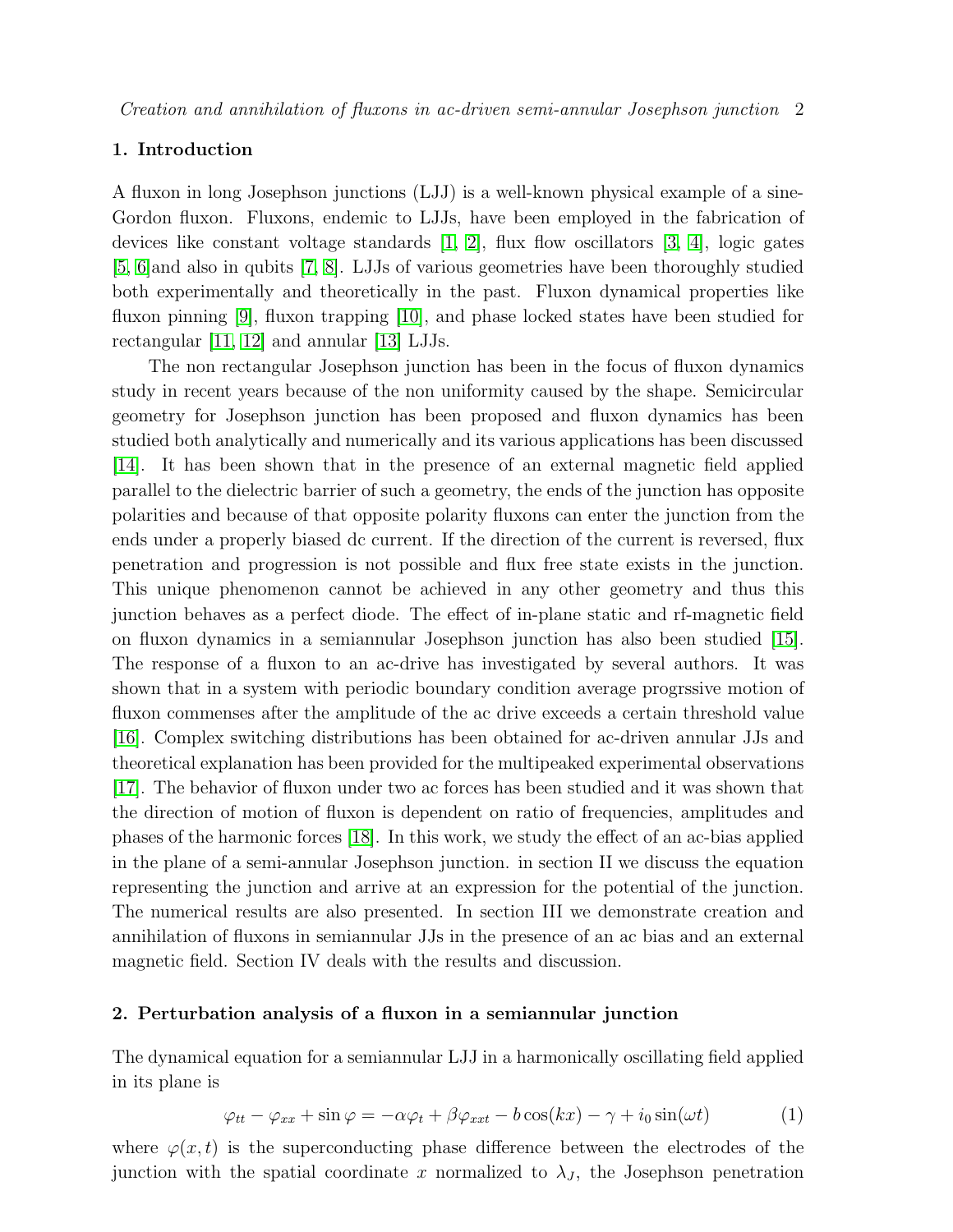## 1. Introduction

A fluxon in long Josephson junctions (LJJ) is a well-known physical example of a sine-Gordon fluxon. Fluxons, endemic to LJJs, have been employed in the fabrication of devices like constant voltage standards [1, 2], flux flow oscillators [3, 4], logic gates [5, 6]and also in qubits [7, 8]. LJJs of various geometries have been thoroughly studied both experimentally and theoretically in the past. Fluxon dynamical properties like fluxon pinning [9], fluxon trapping [10], and phase locked states have been studied for rectangular [11, 12] and annular [13] LJJs.

The non rectangular Josephson junction has been in the focus of fluxon dynamics study in recent years because of the non uniformity caused by the shape. Semicircular geometry for Josephson junction has been proposed and fluxon dynamics has been studied both analytically and numerically and its various applications has been discussed [14]. It has been shown that in the presence of an external magnetic field applied parallel to the dielectric barrier of such a geometry, the ends of the junction has opposite polarities and because of that opposite polarity fluxons can enter the junction from the ends under a properly biased dc current. If the direction of the current is reversed, flux penetration and progression is not possible and flux free state exists in the junction. This unique phenomenon cannot be achieved in any other geometry and thus this junction behaves as a perfect diode. The effect of in-plane static and rf-magnetic field on fluxon dynamics in a semiannular Josephson junction has also been studied [15]. The response of a fluxon to an ac-drive has investigated by several authors. It was shown that in a system with periodic boundary condition average progrssive motion of fluxon commenses after the amplitude of the ac drive exceeds a certain threshold value [16]. Complex switching distributions has been obtained for ac-driven annular JJs and theoretical explanation has been provided for the multipeaked experimental observations [17]. The behavior of fluxon under two ac forces has been studied and it was shown that the direction of motion of fluxon is dependent on ratio of frequencies, amplitudes and phases of the harmonic forces [18]. In this work, we study the effect of an ac-bias applied in the plane of a semi-annular Josephson junction. in section II we discuss the equation representing the junction and arrive at an expression for the potential of the junction. The numerical results are also presented. In section III we demonstrate creation and annihilation of fluxons in semiannular JJs in the presence of an ac bias and an external magnetic field. Section IV deals with the results and discussion.

## 2. Perturbation analysis of a fluxon in a semiannular junction

The dynamical equation for a semiannular LJJ in a harmonically oscillating field applied in its plane is

$$\varphi_{tt} - \varphi_{xx} + \sin\varphi = -\alpha\varphi_t + \beta\varphi_{xxt} - b\cos(kx) - \gamma + i_0\sin(\omega t) \tag{1}$$

where $\varphi(x,t)$ is the superconducting phase difference between the electrodes of the junction with the spatial coordinate $x$ normalized to $\lambda_J$, the Josephson penetration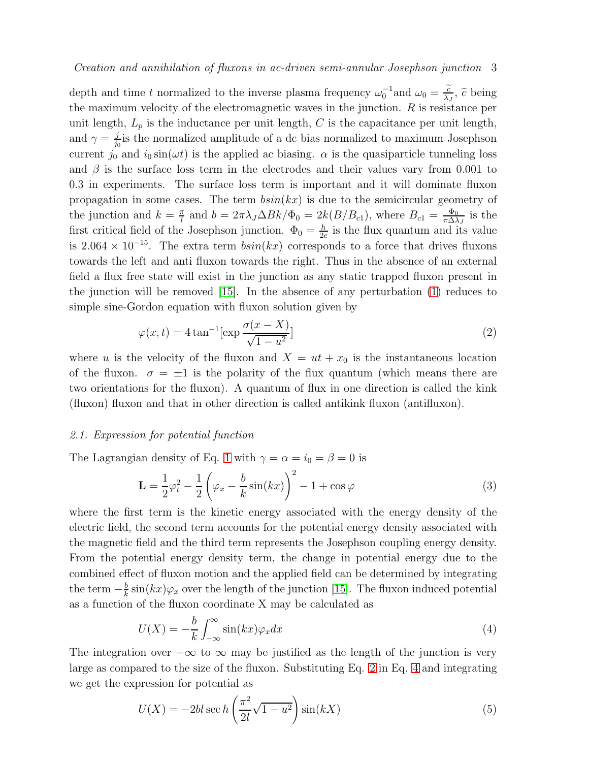depth and time $t$ normalized to the inverse plasma frequency $\omega_0^{-1}$and $\omega_0 = \frac{\tilde{c}}{\lambda_J}$, $\tilde{c}$ being the maximum velocity of the electromagnetic waves in the junction. $R$ is resistance per unit length, $L_p$ is the inductance per unit length, $C$ is the capacitance per unit length, and $\gamma = \frac{j}{j_0}$is the normalized amplitude of a dc bias normalized to maximum Josephson current $j_0$ and $i_0 \sin(\omega t)$ is the applied ac biasing. $\alpha$ is the quasiparticle tunneling loss and $\beta$ is the surface loss term in the electrodes and their values vary from 0.001 to 0.3 in experiments. The surface loss term is important and it will dominate fluxon propagation in some cases. The term $bsin(kx)$ is due to the semicircular geometry of the junction and $k = \frac{\pi}{l}$ and $b = 2\pi\lambda_J \Delta B k/\Phi_0 = 2k(B/B_{c1})$, where $B_{c1} = \frac{\Phi_0}{\pi \Delta \lambda_J}$ is the first critical field of the Josephson junction. $\Phi_0 = \frac{h}{2e}$ is the flux quantum and its value is $2.064 \times 10^{-15}$. The extra term $bsin(kx)$ corresponds to a force that drives fluxons towards the left and anti fluxon towards the right. Thus in the absence of an external field a flux free state will exist in the junction as any static trapped fluxon present in the junction will be removed [15]. In the absence of any perturbation (1) reduces to simple sine-Gordon equation with fluxon solution given by

$$\varphi(x,t) = 4\tan^{-1}[\exp \frac{\sigma(x - X)}{\sqrt{1 - u^2}}] \tag{2}$$

where $u$ is the velocity of the fluxon and $X = ut + x_0$ is the instantaneous location of the fluxon. $\sigma = \pm 1$ is the polarity of the flux quantum (which means there are two orientations for the fluxon). A quantum of flux in one direction is called the kink (fluxon) fluxon and that in other direction is called antikink fluxon (antifluxon).

### *2.1. Expression for potential function*

The Lagrangian density of Eq. 1 with $\gamma = \alpha = i_0 = \beta = 0$ is

$$\mathbf{L} = \frac{1}{2}\varphi_t^2 - \frac{1}{2}\left(\varphi_x - \frac{b}{k}\sin(kx)\right)^2 - 1 + \cos\varphi \tag{3}$$

where the first term is the kinetic energy associated with the energy density of the electric field, the second term accounts for the potential energy density associated with the magnetic field and the third term represents the Josephson coupling energy density. From the potential energy density term, the change in potential energy due to the combined effect of fluxon motion and the applied field can be determined by integrating the term $-\frac{b}{k}\sin(kx)\varphi_x$ over the length of the junction [15]. The fluxon induced potential as a function of the fluxon coordinate X may be calculated as

$$U(X) = -\frac{b}{k}\int_{-\infty}^{\infty} \sin(kx)\varphi_x dx \tag{4}$$

The integration over $-\infty$ to $\infty$ may be justified as the length of the junction is very large as compared to the size of the fluxon. Substituting Eq. 2 in Eq. 4 and integrating we get the expression for potential as

$$U(X) = -2bl \sec h\left(\frac{\pi^2}{2l}\sqrt{1 - u^2}\right)\sin(kX) \tag{5}$$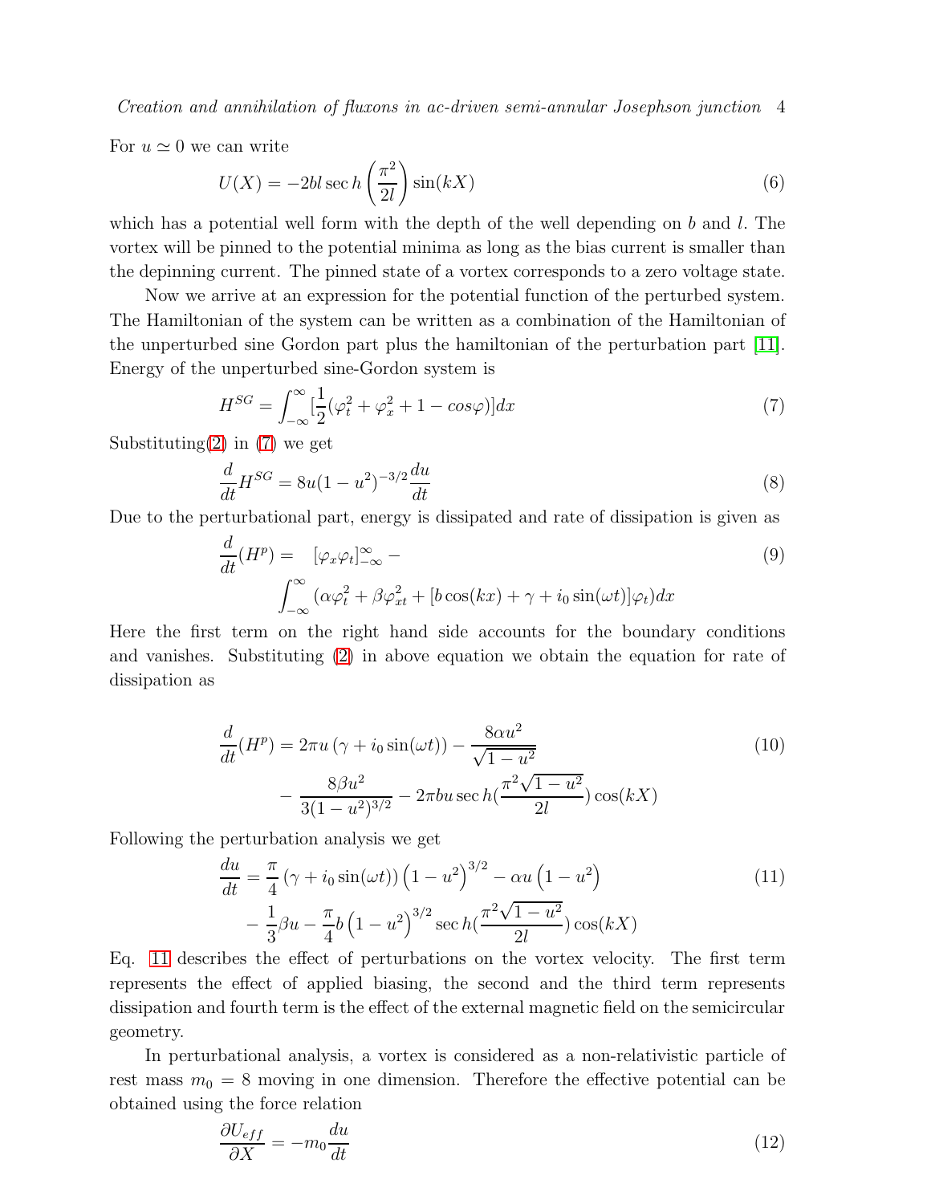For $u \simeq 0$ we can write

$$U(X) = -2bl \sec h\left(\frac{\pi^2}{2l}\right) \sin(kX) \tag{6}$$

which has a potential well form with the depth of the well depending on $b$ and $l$. The vortex will be pinned to the potential minima as long as the bias current is smaller than the depinning current. The pinned state of a vortex corresponds to a zero voltage state.

Now we arrive at an expression for the potential function of the perturbed system. The Hamiltonian of the system can be written as a combination of the Hamiltonian of the unperturbed sine Gordon part plus the hamiltonian of the perturbation part [11]. Energy of the unperturbed sine-Gordon system is

$$H^{SG} = \int_{-\infty}^{\infty}[\frac{1}{2}(\varphi_t^2 + \varphi_x^2 + 1 - cos\varphi)]dx \tag{7}$$

Substituting(2) in (7) we get

$$\frac{d}{dt}H^{SG} = 8u(1-u^2)^{-3/2}\frac{du}{dt} \tag{8}$$

Due to the perturbational part, energy is dissipated and rate of dissipation is given as

$$\begin{aligned}\frac{d}{dt}(H^p) = \quad & [\varphi_x \varphi_t]_{-\infty}^{\infty} - \\ & \int_{-\infty}^{\infty}(\alpha\varphi_t^2 + \beta\varphi_{xt}^2 + [b\cos(kx) + \gamma + i_0\sin(\omega t)]\varphi_t)dx\end{aligned} \tag{9}$$

Here the first term on the right hand side accounts for the boundary conditions and vanishes. Substituting (2) in above equation we obtain the equation for rate of dissipation as

$$\begin{aligned}\frac{d}{dt}(H^p) = 2\pi u\left(\gamma + i_0\sin(\omega t)\right) - \frac{8\alpha u^2}{\sqrt{1-u^2}} \\ - \frac{8\beta u^2}{3(1-u^2)^{3/2}} - 2\pi bu \sec h(\frac{\pi^2\sqrt{1-u^2}}{2l})\cos(kX)\end{aligned} \tag{10}$$

Following the perturbation analysis we get

$$\begin{aligned}\frac{du}{dt} = \frac{\pi}{4}\left(\gamma + i_0\sin(\omega t)\right)\left(1-u^2\right)^{3/2} - \alpha u\left(1-u^2\right) \\ - \frac{1}{3}\beta u - \frac{\pi}{4}b\left(1-u^2\right)^{3/2}\sec h(\frac{\pi^2\sqrt{1-u^2}}{2l})\cos(kX)\end{aligned} \tag{11}$$

Eq. 11 describes the effect of perturbations on the vortex velocity. The first term represents the effect of applied biasing, the second and the third term represents dissipation and fourth term is the effect of the external magnetic field on the semicircular geometry.

In perturbational analysis, a vortex is considered as a non-relativistic particle of rest mass $m_0 = 8$ moving in one dimension. Therefore the effective potential can be obtained using the force relation

$$\frac{\partial U_{eff}}{\partial X} = -m_0\frac{du}{dt} \tag{12}$$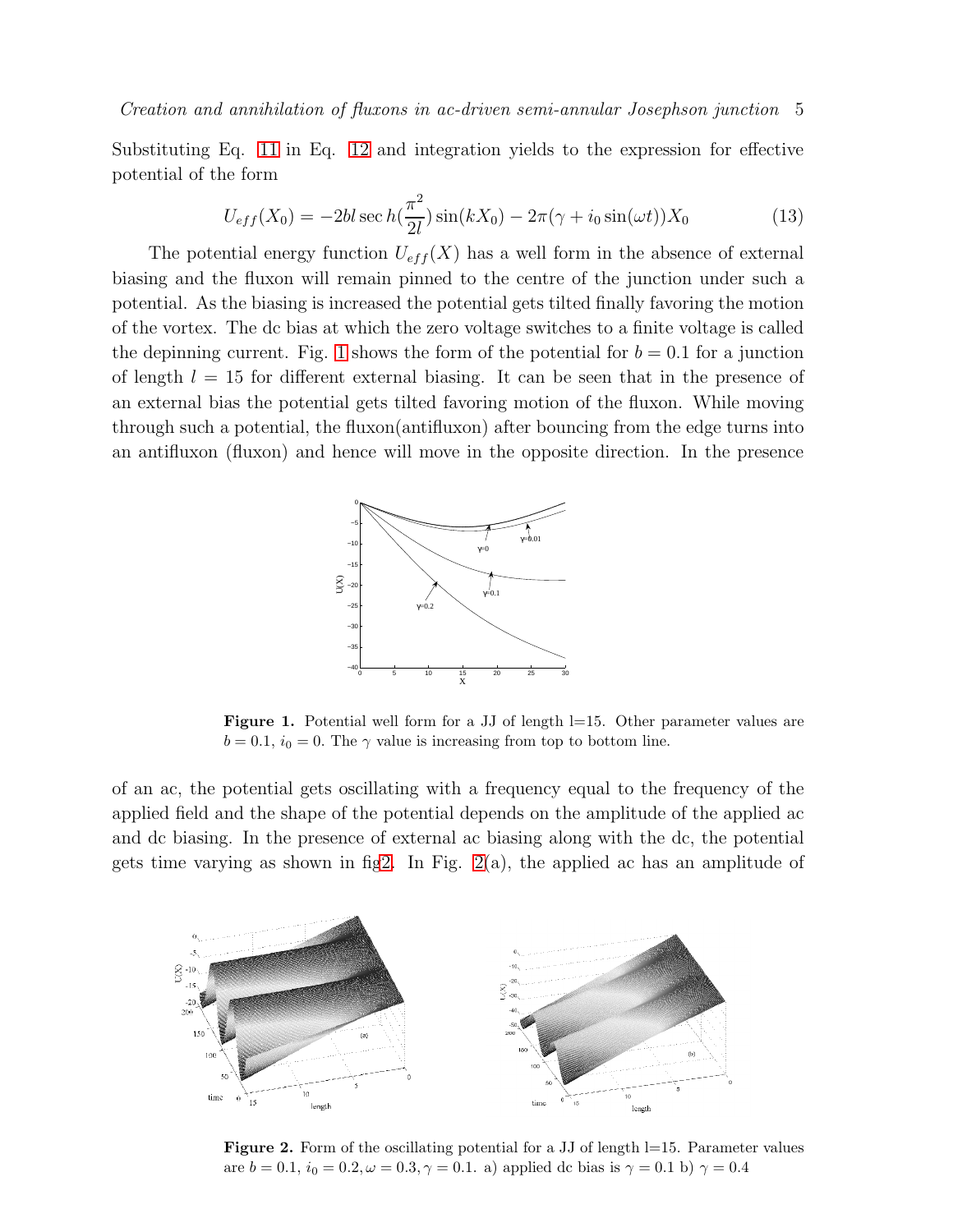Substituting Eq. 11 in Eq. 12 and integration yields to the expression for effective potential of the form

$$U_{eff}(X_0) = -2bl \sec h(\frac{\pi^2}{2l}) \sin(kX_0) - 2\pi(\gamma + i_0 \sin(\omega t))X_0 \tag{13}$$

The potential energy function $U_{eff}(X)$ has a well form in the absence of external biasing and the fluxon will remain pinned to the centre of the junction under such a potential. As the biasing is increased the potential gets tilted finally favoring the motion of the vortex. The dc bias at which the zero voltage switches to a finite voltage is called the depinning current. Fig. 1 shows the form of the potential for $b = 0.1$ for a junction of length $l = 15$ for different external biasing. It can be seen that in the presence of an external bias the potential gets tilted favoring motion of the fluxon. While moving through such a potential, the fluxon(antifluxon) after bouncing from the edge turns into an antifluxon (fluxon) and hence will move in the opposite direction. In the presence of an ac, the potential gets oscillating with a frequency equal to the frequency of the applied field and the shape of the potential depends on the amplitude of the applied ac and dc biasing. In the presence of external ac biasing along with the dc, the potential gets time varying as shown in fig2. In Fig. 2(a), the applied ac has an amplitude of

**Figure 1.** Potential well form for a JJ of length l=15. Other parameter values are $b = 0.1$, $i_0 = 0$. The $\gamma$ value is increasing from top to bottom line.

**Figure 2.** Form of the oscillating potential for a JJ of length l=15. Parameter values are $b = 0.1$, $i_0 = 0.2, \omega = 0.3, \gamma = 0.1$. a) applied dc bias is $\gamma = 0.1$ b) $\gamma = 0.4$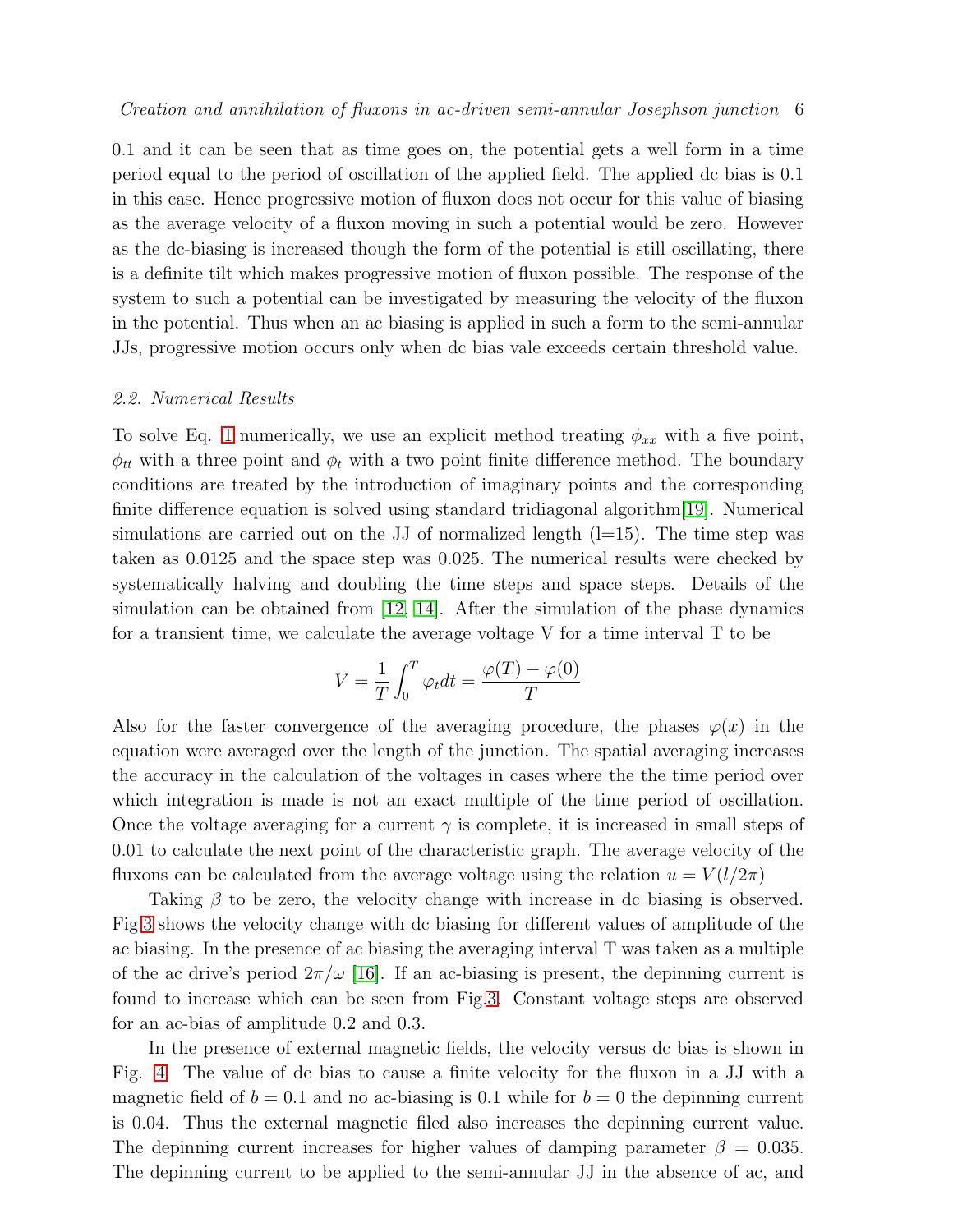0.1 and it can be seen that as time goes on, the potential gets a well form in a time period equal to the period of oscillation of the applied field. The applied dc bias is 0.1 in this case. Hence progressive motion of fluxon does not occur for this value of biasing as the average velocity of a fluxon moving in such a potential would be zero. However as the dc-biasing is increased though the form of the potential is still oscillating, there is a definite tilt which makes progressive motion of fluxon possible. The response of the system to such a potential can be investigated by measuring the velocity of the fluxon in the potential. Thus when an ac biasing is applied in such a form to the semi-annular JJs, progressive motion occurs only when dc bias vale exceeds certain threshold value.

### *2.2. Numerical Results*

To solve Eq. 1 numerically, we use an explicit method treating $\phi_{xx}$ with a five point, $\phi_{tt}$ with a three point and $\phi_t$ with a two point finite difference method. The boundary conditions are treated by the introduction of imaginary points and the corresponding finite difference equation is solved using standard tridiagonal algorithm[19]. Numerical simulations are carried out on the JJ of normalized length (l=15). The time step was taken as 0.0125 and the space step was 0.025. The numerical results were checked by systematically halving and doubling the time steps and space steps. Details of the simulation can be obtained from [12, 14]. After the simulation of the phase dynamics for a transient time, we calculate the average voltage V for a time interval T to be

$$V = \frac{1}{T}\int_0^T \varphi_t dt = \frac{\varphi(T) - \varphi(0)}{T}$$

Also for the faster convergence of the averaging procedure, the phases $\varphi(x)$ in the equation were averaged over the length of the junction. The spatial averaging increases the accuracy in the calculation of the voltages in cases where the the time period over which integration is made is not an exact multiple of the time period of oscillation. Once the voltage averaging for a current $\gamma$ is complete, it is increased in small steps of 0.01 to calculate the next point of the characteristic graph. The average velocity of the fluxons can be calculated from the average voltage using the relation $u = V(l/2\pi)$

Taking $\beta$ to be zero, the velocity change with increase in dc biasing is observed. Fig.3 shows the velocity change with dc biasing for different values of amplitude of the ac biasing. In the presence of ac biasing the averaging interval T was taken as a multiple of the ac drive's period $2\pi/\omega$ [16]. If an ac-biasing is present, the depinning current is found to increase which can be seen from Fig.3. Constant voltage steps are observed for an ac-bias of amplitude 0.2 and 0.3.

In the presence of external magnetic fields, the velocity versus dc bias is shown in Fig. 4. The value of dc bias to cause a finite velocity for the fluxon in a JJ with a magnetic field of $b = 0.1$ and no ac-biasing is 0.1 while for $b = 0$ the depinning current is 0.04. Thus the external magnetic filed also increases the depinning current value. The depinning current increases for higher values of damping parameter $\beta = 0.035$. The depinning current to be applied to the semi-annular JJ in the absence of ac, and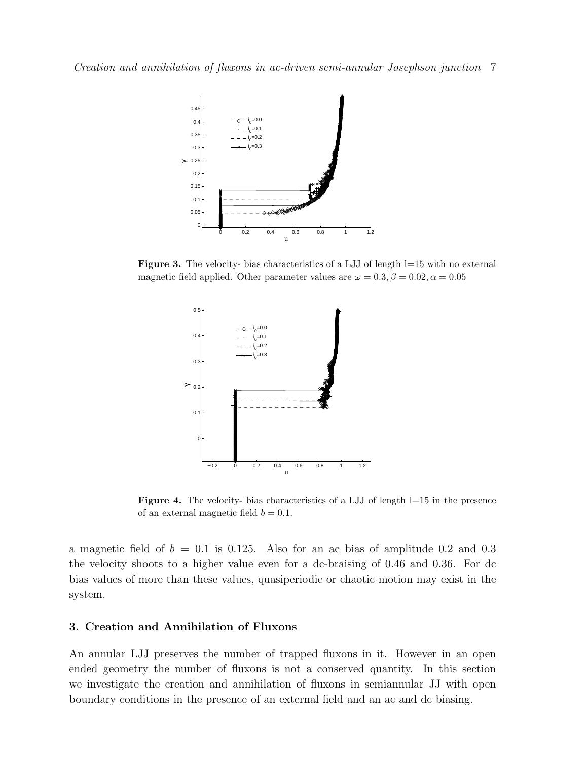**Figure 3.** The velocity- bias characteristics of a LJJ of length l=15 with no external magnetic field applied. Other parameter values are $\omega = 0.3, \beta = 0.02, \alpha = 0.05$

**Figure 4.** The velocity- bias characteristics of a LJJ of length l=15 in the presence of an external magnetic field $b = 0.1$.

a magnetic field of $b = 0.1$ is 0.125. Also for an ac bias of amplitude 0.2 and 0.3 the velocity shoots to a higher value even for a dc-braising of 0.46 and 0.36. For dc bias values of more than these values, quasiperiodic or chaotic motion may exist in the system.

## 3. Creation and Annihilation of Fluxons

An annular LJJ preserves the number of trapped fluxons in it. However in an open ended geometry the number of fluxons is not a conserved quantity. In this section we investigate the creation and annihilation of fluxons in semiannular JJ with open boundary conditions in the presence of an external field and an ac and dc biasing.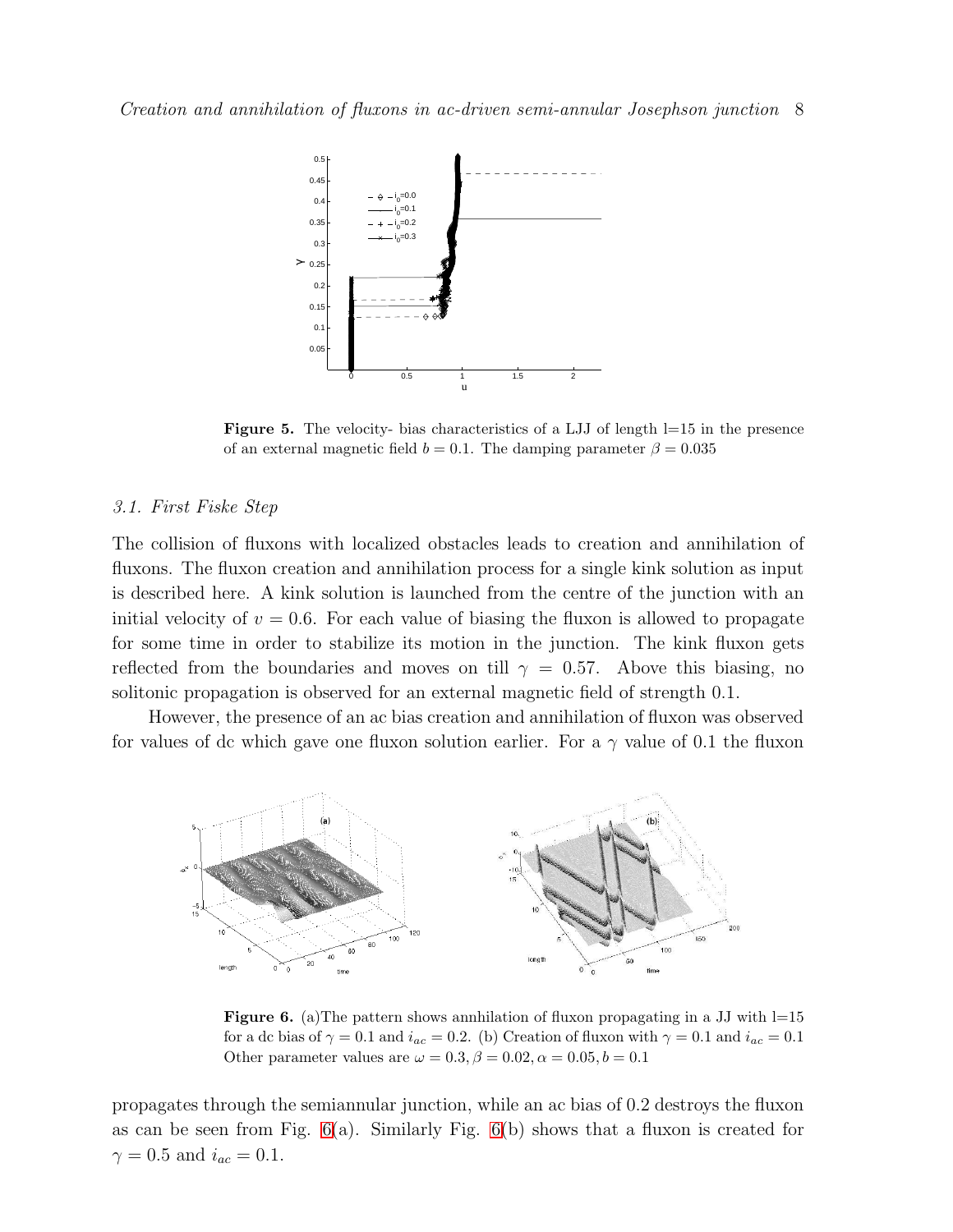**Figure 5.** The velocity- bias characteristics of a LJJ of length l=15 in the presence of an external magnetic field $b = 0.1$. The damping parameter $\beta = 0.035$

### 3.1. First Fiske Step

The collision of fluxons with localized obstacles leads to creation and annihilation of fluxons. The fluxon creation and annihilation process for a single kink solution as input is described here. A kink solution is launched from the centre of the junction with an initial velocity of $v = 0.6$. For each value of biasing the fluxon is allowed to propagate for some time in order to stabilize its motion in the junction. The kink fluxon gets reflected from the boundaries and moves on till $\gamma = 0.57$. Above this biasing, no solitonic propagation is observed for an external magnetic field of strength 0.1.

However, the presence of an ac bias creation and annihilation of fluxon was observed for values of dc which gave one fluxon solution earlier. For a $\gamma$ value of 0.1 the fluxon propagates through the semiannular junction, while an ac bias of 0.2 destroys the fluxon as can be seen from Fig. 6(a). Similarly Fig. 6(b) shows that a fluxon is created for $\gamma = 0.5$ and $i_{ac} = 0.1$.

**Figure 6.** (a)The pattern shows annhilation of fluxon propagating in a JJ with l=15 for a dc bias of $\gamma = 0.1$ and $i_{ac} = 0.2$. (b) Creation of fluxon with $\gamma = 0.1$ and $i_{ac} = 0.1$ Other parameter values are $\omega = 0.3, \beta = 0.02, \alpha = 0.05, b = 0.1$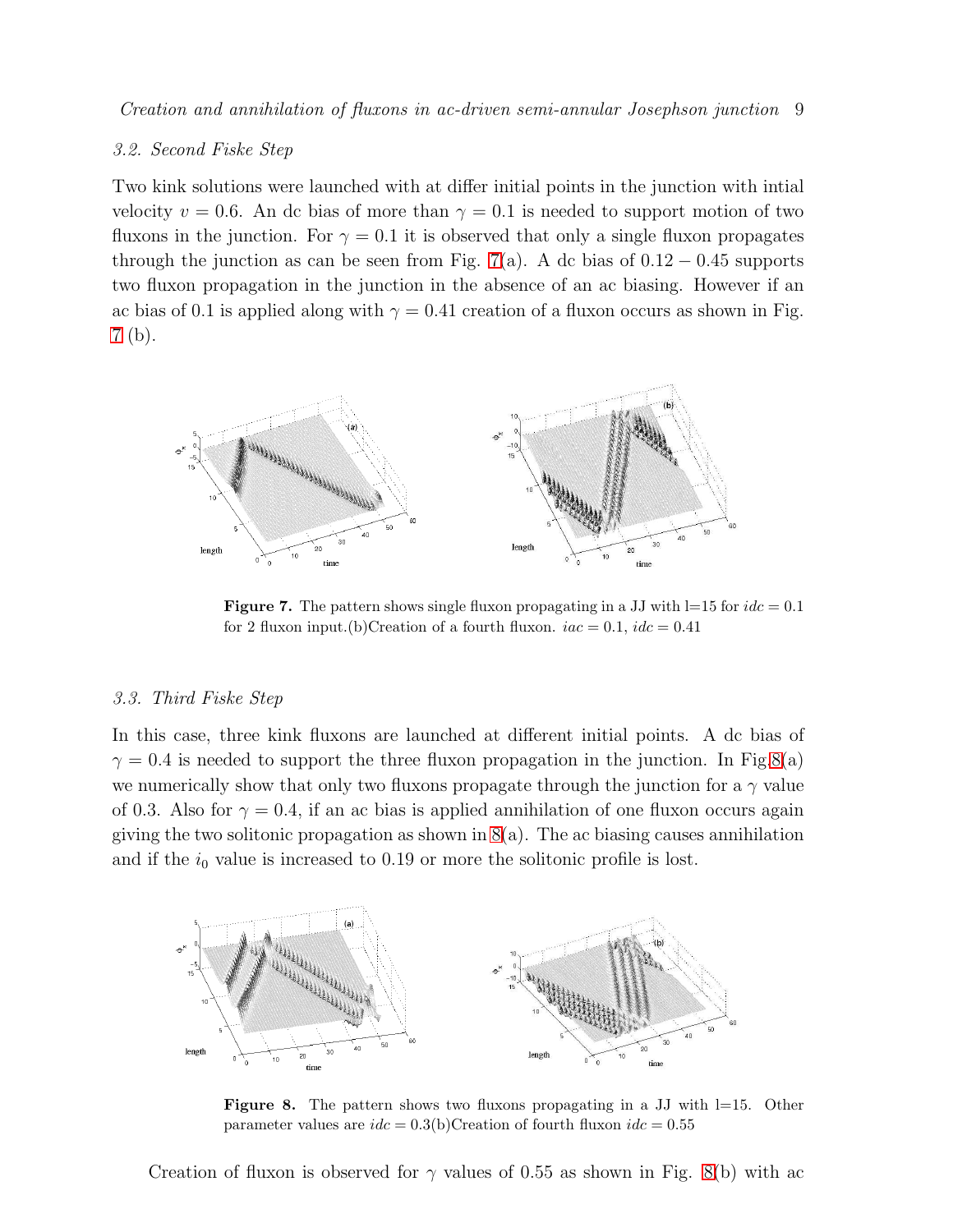### 3.2. Second Fiske Step

Two kink solutions were launched with at differ initial points in the junction with intial velocity $v = 0.6$. An dc bias of more than $\gamma = 0.1$ is needed to support motion of two fluxons in the junction. For $\gamma = 0.1$ it is observed that only a single fluxon propagates through the junction as can be seen from Fig. 7(a). A dc bias of $0.12 - 0.45$ supports two fluxon propagation in the junction in the absence of an ac biasing. However if an ac bias of 0.1 is applied along with $\gamma = 0.41$ creation of a fluxon occurs as shown in Fig. 7 (b).

**Figure 7.** The pattern shows single fluxon propagating in a JJ with l=15 for $idc = 0.1$ for 2 fluxon input.(b)Creation of a fourth fluxon. $iac = 0.1$, $idc = 0.41$

### 3.3. Third Fiske Step

In this case, three kink fluxons are launched at different initial points. A dc bias of $\gamma = 0.4$ is needed to support the three fluxon propagation in the junction. In Fig.8(a) we numerically show that only two fluxons propagate through the junction for a $\gamma$ value of 0.3. Also for $\gamma = 0.4$, if an ac bias is applied annihilation of one fluxon occurs again giving the two solitonic propagation as shown in 8(a). The ac biasing causes annihilation and if the $i_0$ value is increased to 0.19 or more the solitonic profile is lost.

**Figure 8.** The pattern shows two fluxons propagating in a JJ with l=15. Other parameter values are $idc = 0.3$(b)Creation of fourth fluxon $idc = 0.55$

Creation of fluxon is observed for $\gamma$ values of 0.55 as shown in Fig. 8(b) with ac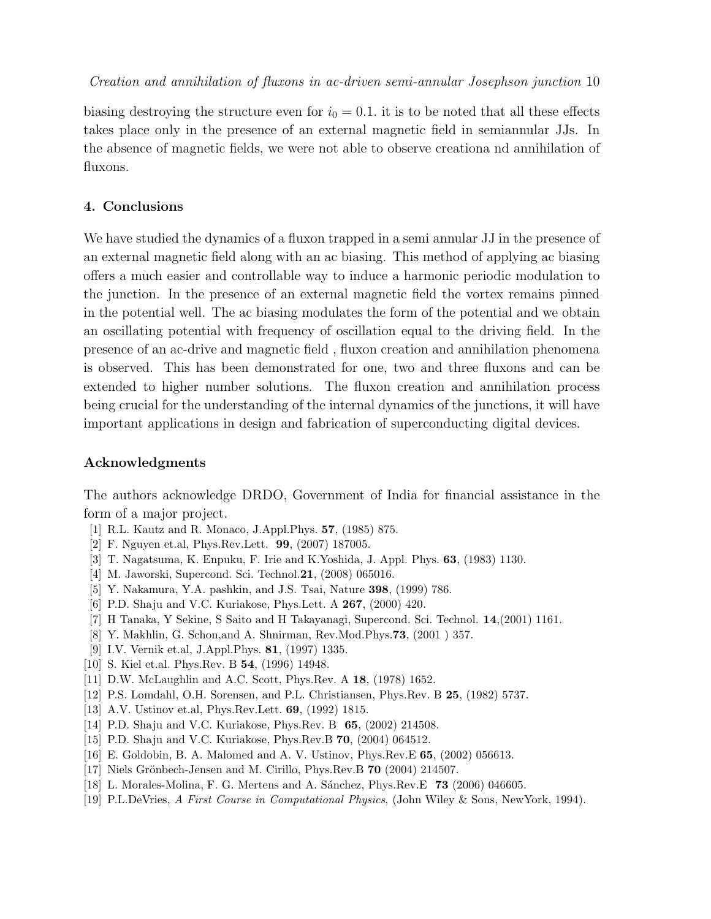biasing destroying the structure even for $i_0 = 0.1$. it is to be noted that all these effects takes place only in the presence of an external magnetic field in semiannular JJs. In the absence of magnetic fields, we were not able to observe creationa nd annihilation of fluxons.

## 4. Conclusions

We have studied the dynamics of a fluxon trapped in a semi annular JJ in the presence of an external magnetic field along with an ac biasing. This method of applying ac biasing offers a much easier and controllable way to induce a harmonic periodic modulation to the junction. In the presence of an external magnetic field the vortex remains pinned in the potential well. The ac biasing modulates the form of the potential and we obtain an oscillating potential with frequency of oscillation equal to the driving field. In the presence of an ac-drive and magnetic field , fluxon creation and annihilation phenomena is observed. This has been demonstrated for one, two and three fluxons and can be extended to higher number solutions. The fluxon creation and annihilation process being crucial for the understanding of the internal dynamics of the junctions, it will have important applications in design and fabrication of superconducting digital devices.

## Acknowledgments

The authors acknowledge DRDO, Government of India for financial assistance in the form of a major project.

[1] R.L. Kautz and R. Monaco, J.Appl.Phys. **57**, (1985) 875.
[2] F. Nguyen et.al, Phys.Rev.Lett. **99**, (2007) 187005.
[3] T. Nagatsuma, K. Enpuku, F. Irie and K.Yoshida, J. Appl. Phys. **63**, (1983) 1130.
[4] M. Jaworski, Supercond. Sci. Technol.**21**, (2008) 065016.
[5] Y. Nakamura, Y.A. pashkin, and J.S. Tsai, Nature **398**, (1999) 786.
[6] P.D. Shaju and V.C. Kuriakose, Phys.Lett. A **267**, (2000) 420.
[7] H Tanaka, Y Sekine, S Saito and H Takayanagi, Supercond. Sci. Technol. **14**,(2001) 1161.
[8] Y. Makhlin, G. Schon,and A. Shnirman, Rev.Mod.Phys.**73**, (2001 ) 357.
[9] I.V. Vernik et.al, J.Appl.Phys. **81**, (1997) 1335.
[10] S. Kiel et.al. Phys.Rev. B **54**, (1996) 14948.
[11] D.W. McLaughlin and A.C. Scott, Phys.Rev. A **18**, (1978) 1652.
[12] P.S. Lomdahl, O.H. Sorensen, and P.L. Christiansen, Phys.Rev. B **25**, (1982) 5737.
[13] A.V. Ustinov et.al, Phys.Rev.Lett. **69**, (1992) 1815.
[14] P.D. Shaju and V.C. Kuriakose, Phys.Rev. B **65**, (2002) 214508.
[15] P.D. Shaju and V.C. Kuriakose, Phys.Rev.B **70**, (2004) 064512.
[16] E. Goldobin, B. A. Malomed and A. V. Ustinov, Phys.Rev.E **65**, (2002) 056613.
[17] Niels Grönbech-Jensen and M. Cirillo, Phys.Rev.B **70** (2004) 214507.
[18] L. Morales-Molina, F. G. Mertens and A. Sánchez, Phys.Rev.E **73** (2006) 046605.
[19] P.L.DeVries, *A First Course in Computational Physics*, (John Wiley & Sons, NewYork, 1994).